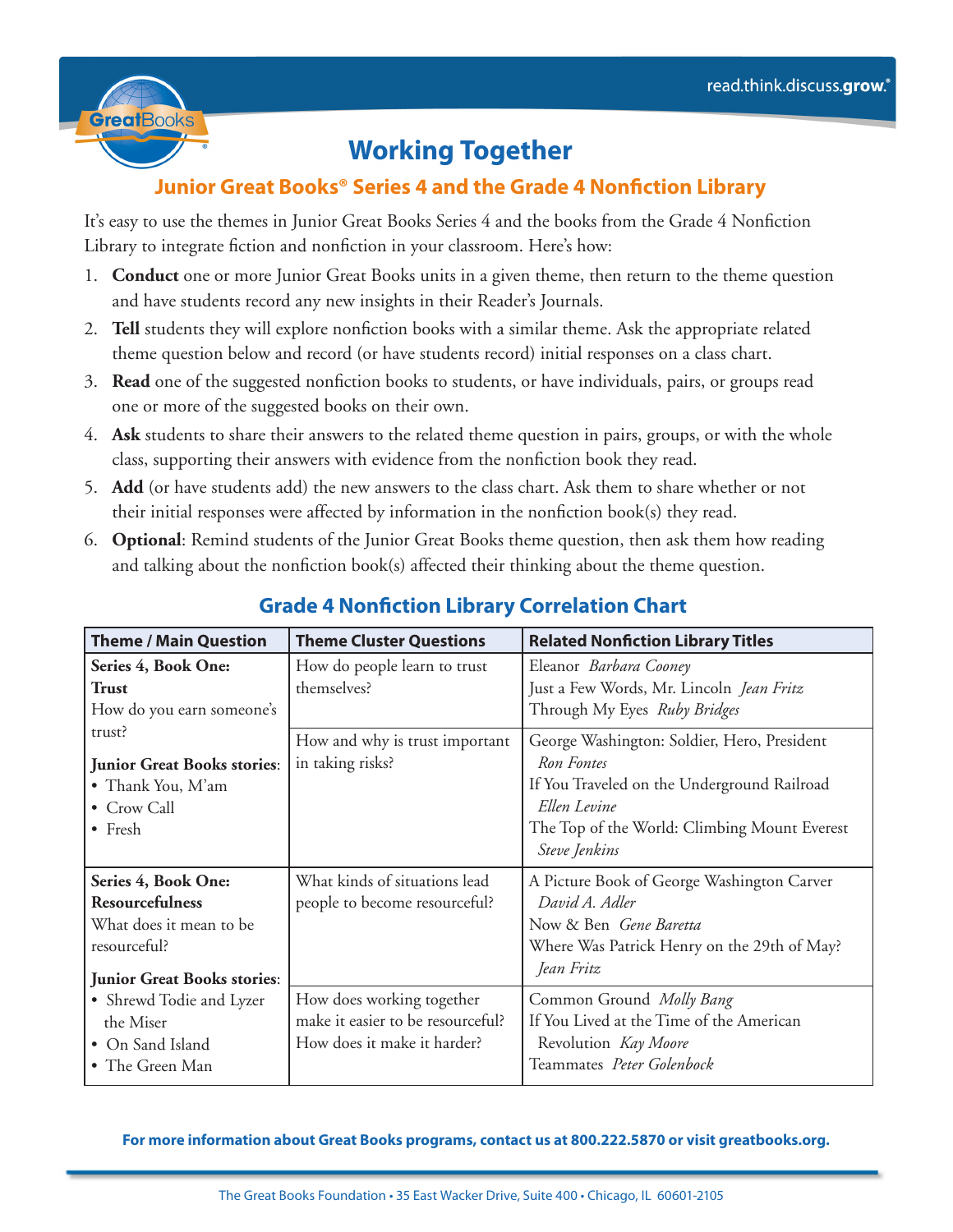# Working Together

## Junior Great Books® Series 4 and the Grade 4 Nonfiction Library

It's easy to use the themes in Junior Great Books Series 4 and the books from the Grade 4 Nonfiction Library to integrate fiction and nonfiction in your classroom. Here's how:

1. **Conduct** one or more Junior Great Books units in a given theme, then return to the theme question and have students record any new insights in their Reader's Journals.
2. **Tell** students they will explore nonfiction books with a similar theme. Ask the appropriate related theme question below and record (or have students record) initial responses on a class chart.
3. **Read** one of the suggested nonfiction books to students, or have individuals, pairs, or groups read one or more of the suggested books on their own.
4. **Ask** students to share their answers to the related theme question in pairs, groups, or with the whole class, supporting their answers with evidence from the nonfiction book they read.
5. **Add** (or have students add) the new answers to the class chart. Ask them to share whether or not their initial responses were affected by information in the nonfiction book(s) they read.
6. **Optional**: Remind students of the Junior Great Books theme question, then ask them how reading and talking about the nonfiction book(s) affected their thinking about the theme question.

## Grade 4 Nonfiction Library Correlation Chart

| Theme / Main Question | Theme Cluster Questions | Related Nonfiction Library Titles |
|---|---|---|
| **Series 4, Book One: Trust**<br>How do you earn someone's trust?<br><br>**Junior Great Books stories**:<br>• Thank You, M'am<br>• Crow Call<br>• Fresh | How do people learn to trust themselves? | Eleanor *Barbara Cooney*<br>Just a Few Words, Mr. Lincoln *Jean Fritz*<br>Through My Eyes *Ruby Bridges* |
| | How and why is trust important in taking risks? | George Washington: Soldier, Hero, President *Ron Fontes*<br>If You Traveled on the Underground Railroad *Ellen Levine*<br>The Top of the World: Climbing Mount Everest *Steve Jenkins* |
| **Series 4, Book One: Resourcefulness**<br>What does it mean to be resourceful?<br><br>**Junior Great Books stories**:<br>• Shrewd Todie and Lyzer the Miser<br>• On Sand Island<br>• The Green Man | What kinds of situations lead people to become resourceful? | A Picture Book of George Washington Carver *David A. Adler*<br>Now & Ben *Gene Baretta*<br>Where Was Patrick Henry on the 29th of May? *Jean Fritz* |
| | How does working together make it easier to be resourceful? How does it make it harder? | Common Ground *Molly Bang*<br>If You Lived at the Time of the American Revolution *Kay Moore*<br>Teammates *Peter Golenbock* |

**For more information about Great Books programs, contact us at 800.222.5870 or visit greatbooks.org.**

The Great Books Foundation • 35 East Wacker Drive, Suite 400 • Chicago, IL 60601-2105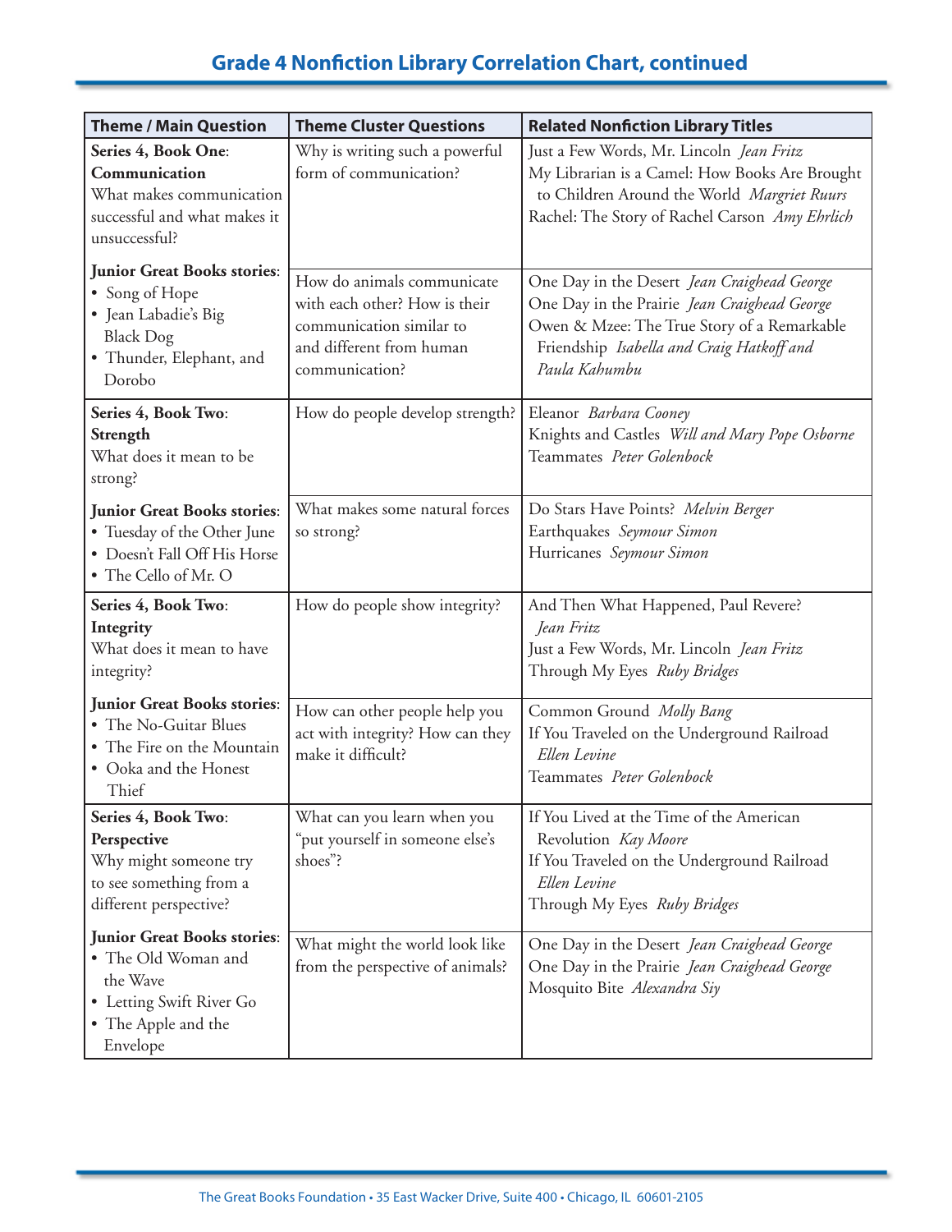## Grade 4 Nonfiction Library Correlation Chart, continued

| Theme / Main Question | Theme Cluster Questions | Related Nonfiction Library Titles |
|---|---|---|
| **Series 4, Book One**: **Communication** What makes communication successful and what makes it unsuccessful? | Why is writing such a powerful form of communication? | Just a Few Words, Mr. Lincoln *Jean Fritz*<br>My Librarian is a Camel: How Books Are Brought to Children Around the World *Margriet Ruurs*<br>Rachel: The Story of Rachel Carson *Amy Ehrlich* |
| **Junior Great Books stories**:<br>• Song of Hope<br>• Jean Labadie's Big Black Dog<br>• Thunder, Elephant, and Dorobo | How do animals communicate with each other? How is their communication similar to and different from human communication? | One Day in the Desert *Jean Craighead George*<br>One Day in the Prairie *Jean Craighead George*<br>Owen & Mzee: The True Story of a Remarkable Friendship *Isabella and Craig Hatkoff and Paula Kahumbu* |
| **Series 4, Book Two**: **Strength** What does it mean to be strong? | How do people develop strength? | Eleanor *Barbara Cooney*<br>Knights and Castles *Will and Mary Pope Osborne*<br>Teammates *Peter Golenbock* |
| **Junior Great Books stories**:<br>• Tuesday of the Other June<br>• Doesn't Fall Off His Horse<br>• The Cello of Mr. O | What makes some natural forces so strong? | Do Stars Have Points? *Melvin Berger*<br>Earthquakes *Seymour Simon*<br>Hurricanes *Seymour Simon* |
| **Series 4, Book Two**: **Integrity** What does it mean to have integrity? | How do people show integrity? | And Then What Happened, Paul Revere? *Jean Fritz*<br>Just a Few Words, Mr. Lincoln *Jean Fritz*<br>Through My Eyes *Ruby Bridges* |
| **Junior Great Books stories**:<br>• The No-Guitar Blues<br>• The Fire on the Mountain<br>• Ooka and the Honest Thief | How can other people help you act with integrity? How can they make it difficult? | Common Ground *Molly Bang*<br>If You Traveled on the Underground Railroad *Ellen Levine*<br>Teammates *Peter Golenbock* |
| **Series 4, Book Two**: **Perspective** Why might someone try to see something from a different perspective? | What can you learn when you "put yourself in someone else's shoes"? | If You Lived at the Time of the American Revolution *Kay Moore*<br>If You Traveled on the Underground Railroad *Ellen Levine*<br>Through My Eyes *Ruby Bridges* |
| **Junior Great Books stories**:<br>• The Old Woman and the Wave<br>• Letting Swift River Go<br>• The Apple and the Envelope | What might the world look like from the perspective of animals? | One Day in the Desert *Jean Craighead George*<br>One Day in the Prairie *Jean Craighead George*<br>Mosquito Bite *Alexandra Siy* |

The Great Books Foundation • 35 East Wacker Drive, Suite 400 • Chicago, IL 60601-2105